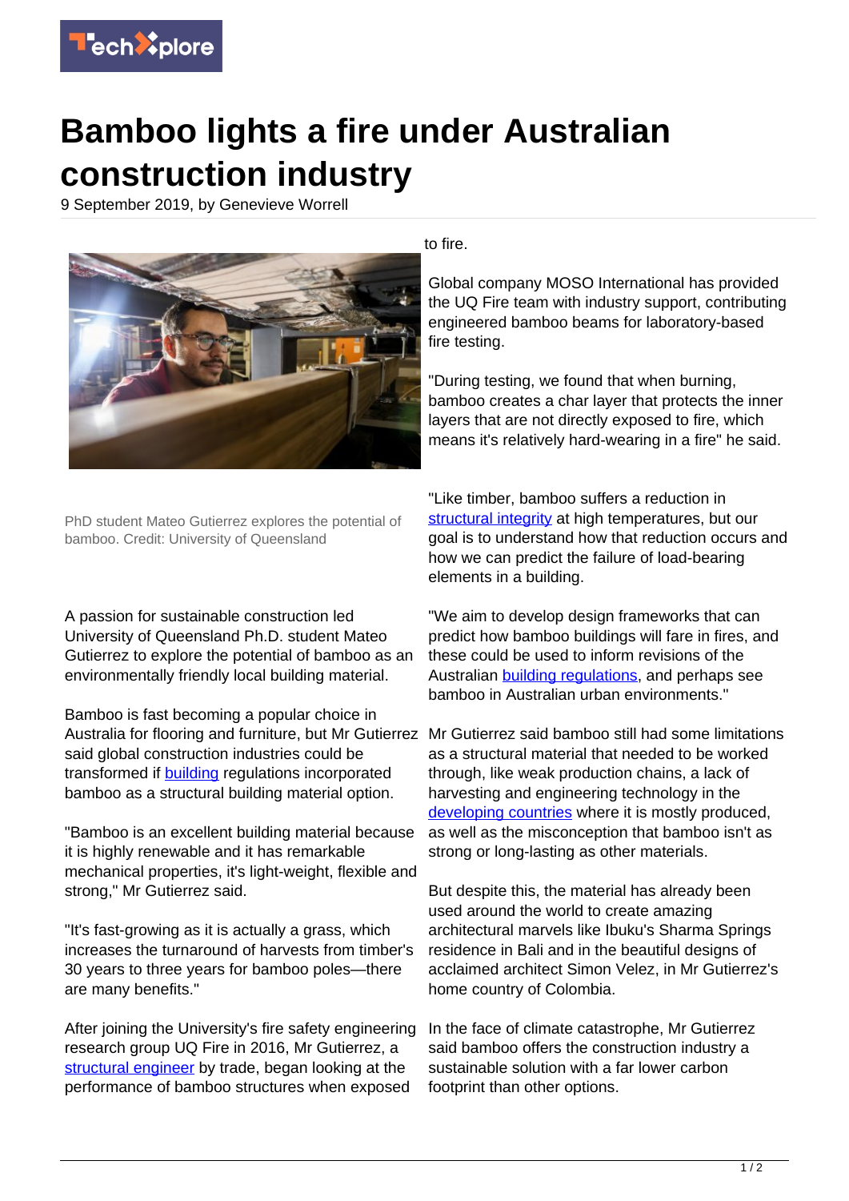# Bamboo lights a fire under Australian construction industry

9 September 2019, by Genevieve Worrell

PhD student Mateo Gutierrez explores the potential of bamboo. Credit: University of Queensland

A passion for sustainable construction led University of Queensland Ph.D. student Mateo Gutierrez to explore the potential of bamboo as an environmentally friendly local building material.

Bamboo is fast becoming a popular choice in Australia for flooring and furniture, but Mr Gutierrez said global construction industries could be transformed if building regulations incorporated bamboo as a structural building material option.

"Bamboo is an excellent building material because it is highly renewable and it has remarkable mechanical properties, it's light-weight, flexible and strong," Mr Gutierrez said.

"It's fast-growing as it is actually a grass, which increases the turnaround of harvests from timber's 30 years to three years for bamboo poles—there are many benefits."

After joining the University's fire safety engineering research group UQ Fire in 2016, Mr Gutierrez, a structural engineer by trade, began looking at the performance of bamboo structures when exposed to fire.

Global company MOSO International has provided the UQ Fire team with industry support, contributing engineered bamboo beams for laboratory-based fire testing.

"During testing, we found that when burning, bamboo creates a char layer that protects the inner layers that are not directly exposed to fire, which means it's relatively hard-wearing in a fire" he said.

"Like timber, bamboo suffers a reduction in structural integrity at high temperatures, but our goal is to understand how that reduction occurs and how we can predict the failure of load-bearing elements in a building.

"We aim to develop design frameworks that can predict how bamboo buildings will fare in fires, and these could be used to inform revisions of the Australian building regulations, and perhaps see bamboo in Australian urban environments."

Mr Gutierrez said bamboo still had some limitations as a structural material that needed to be worked through, like weak production chains, a lack of harvesting and engineering technology in the developing countries where it is mostly produced, as well as the misconception that bamboo isn't as strong or long-lasting as other materials.

But despite this, the material has already been used around the world to create amazing architectural marvels like Ibuku's Sharma Springs residence in Bali and in the beautiful designs of acclaimed architect Simon Velez, in Mr Gutierrez's home country of Colombia.

In the face of climate catastrophe, Mr Gutierrez said bamboo offers the construction industry a sustainable solution with a far lower carbon footprint than other options.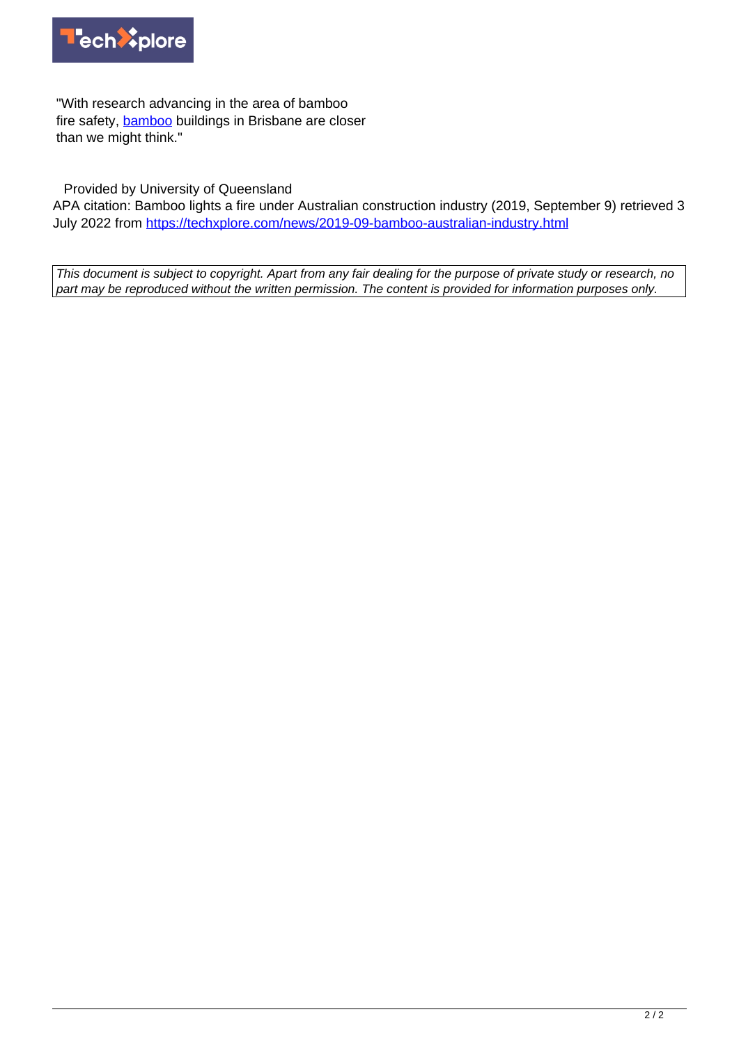"With research advancing in the area of bamboo fire safety, bamboo buildings in Brisbane are closer than we might think."

Provided by University of Queensland

APA citation: Bamboo lights a fire under Australian construction industry (2019, September 9) retrieved 3 July 2022 from https://techxplore.com/news/2019-09-bamboo-australian-industry.html

*This document is subject to copyright. Apart from any fair dealing for the purpose of private study or research, no part may be reproduced without the written permission. The content is provided for information purposes only.*